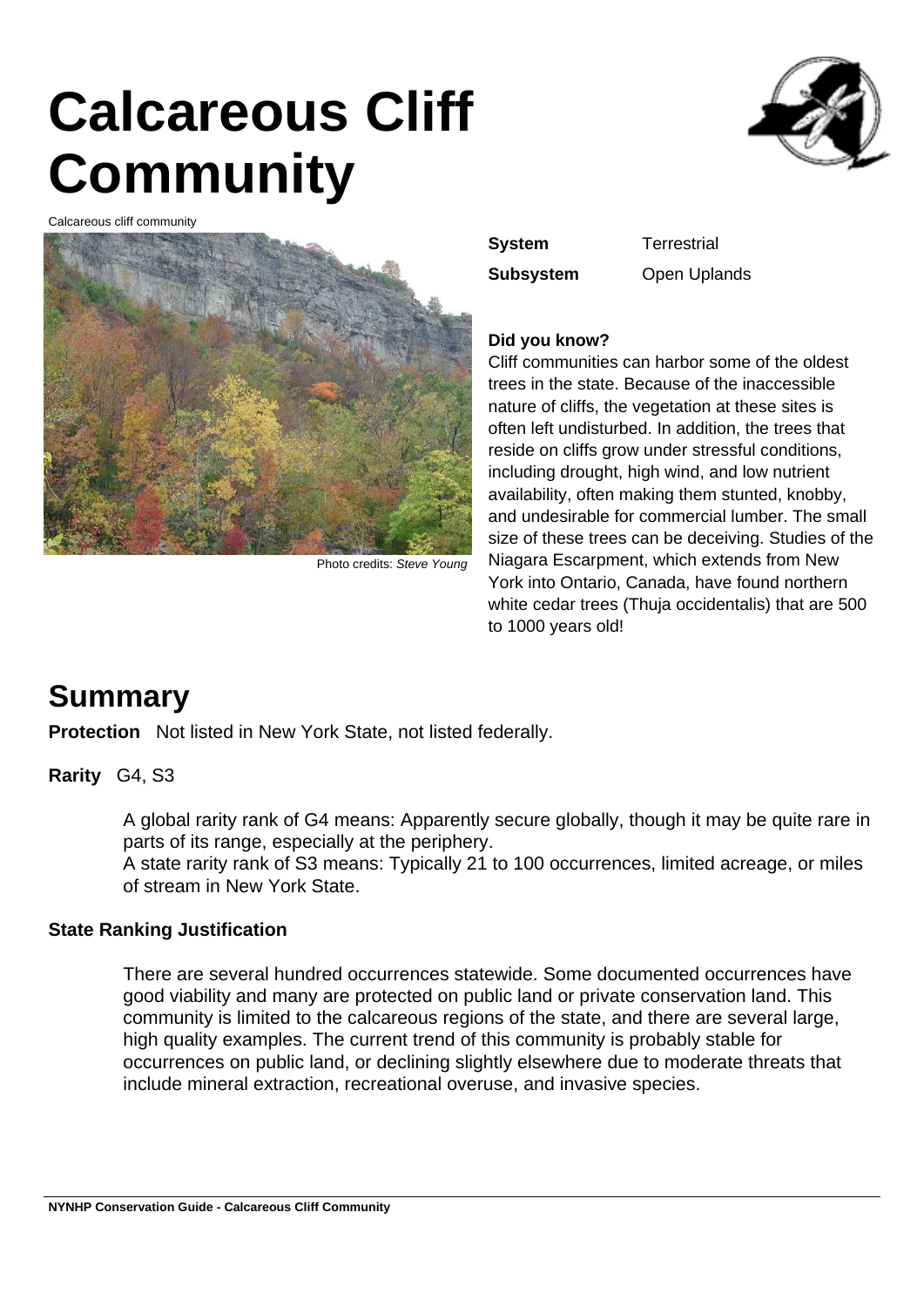# Calcareous Cliff Community

Calcareous cliff community

Photo credits: *Steve Young*

**System** Terrestrial

**Subsystem** Open Uplands

**Did you know?**

Cliff communities can harbor some of the oldest trees in the state. Because of the inaccessible nature of cliffs, the vegetation at these sites is often left undisturbed. In addition, the trees that reside on cliffs grow under stressful conditions, including drought, high wind, and low nutrient availability, often making them stunted, knobby, and undesirable for commercial lumber. The small size of these trees can be deceiving. Studies of the Niagara Escarpment, which extends from New York into Ontario, Canada, have found northern white cedar trees (Thuja occidentalis) that are 500 to 1000 years old!

## Summary

**Protection** Not listed in New York State, not listed federally.

**Rarity** G4, S3

A global rarity rank of G4 means: Apparently secure globally, though it may be quite rare in parts of its range, especially at the periphery.
A state rarity rank of S3 means: Typically 21 to 100 occurrences, limited acreage, or miles of stream in New York State.

**State Ranking Justification**

There are several hundred occurrences statewide. Some documented occurrences have good viability and many are protected on public land or private conservation land. This community is limited to the calcareous regions of the state, and there are several large, high quality examples. The current trend of this community is probably stable for occurrences on public land, or declining slightly elsewhere due to moderate threats that include mineral extraction, recreational overuse, and invasive species.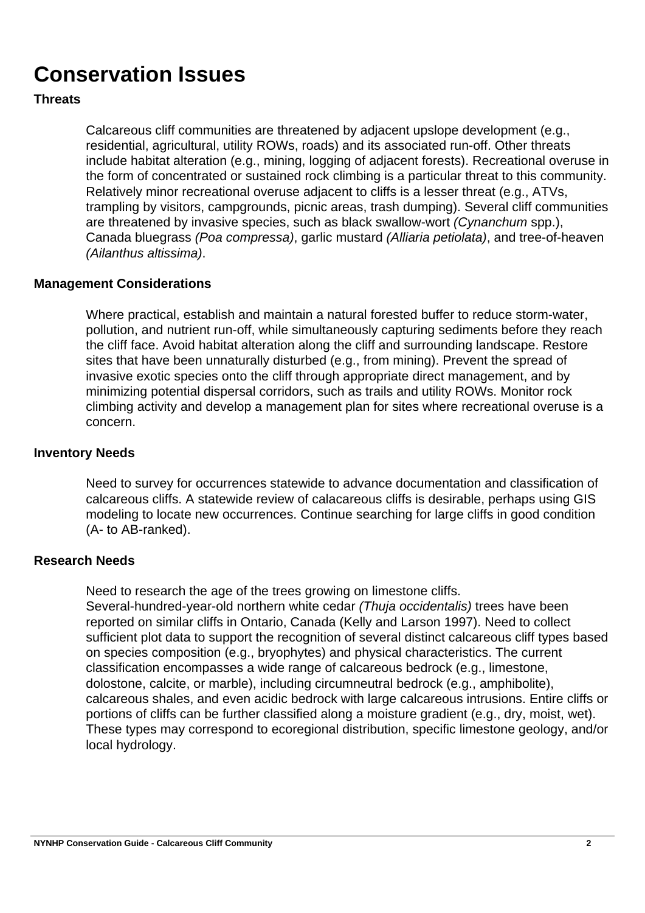# Conservation Issues

### Threats

Calcareous cliff communities are threatened by adjacent upslope development (e.g., residential, agricultural, utility ROWs, roads) and its associated run-off. Other threats include habitat alteration (e.g., mining, logging of adjacent forests). Recreational overuse in the form of concentrated or sustained rock climbing is a particular threat to this community. Relatively minor recreational overuse adjacent to cliffs is a lesser threat (e.g., ATVs, trampling by visitors, campgrounds, picnic areas, trash dumping). Several cliff communities are threatened by invasive species, such as black swallow-wort *(Cynanchum* spp.), Canada bluegrass *(Poa compressa)*, garlic mustard *(Alliaria petiolata)*, and tree-of-heaven *(Ailanthus altissima)*.

### Management Considerations

Where practical, establish and maintain a natural forested buffer to reduce storm-water, pollution, and nutrient run-off, while simultaneously capturing sediments before they reach the cliff face. Avoid habitat alteration along the cliff and surrounding landscape. Restore sites that have been unnaturally disturbed (e.g., from mining). Prevent the spread of invasive exotic species onto the cliff through appropriate direct management, and by minimizing potential dispersal corridors, such as trails and utility ROWs. Monitor rock climbing activity and develop a management plan for sites where recreational overuse is a concern.

### Inventory Needs

Need to survey for occurrences statewide to advance documentation and classification of calcareous cliffs. A statewide review of calacareous cliffs is desirable, perhaps using GIS modeling to locate new occurrences. Continue searching for large cliffs in good condition (A- to AB-ranked).

### Research Needs

Need to research the age of the trees growing on limestone cliffs. Several-hundred-year-old northern white cedar *(Thuja occidentalis)* trees have been reported on similar cliffs in Ontario, Canada (Kelly and Larson 1997). Need to collect sufficient plot data to support the recognition of several distinct calcareous cliff types based on species composition (e.g., bryophytes) and physical characteristics. The current classification encompasses a wide range of calcareous bedrock (e.g., limestone, dolostone, calcite, or marble), including circumneutral bedrock (e.g., amphibolite), calcareous shales, and even acidic bedrock with large calcareous intrusions. Entire cliffs or portions of cliffs can be further classified along a moisture gradient (e.g., dry, moist, wet). These types may correspond to ecoregional distribution, specific limestone geology, and/or local hydrology.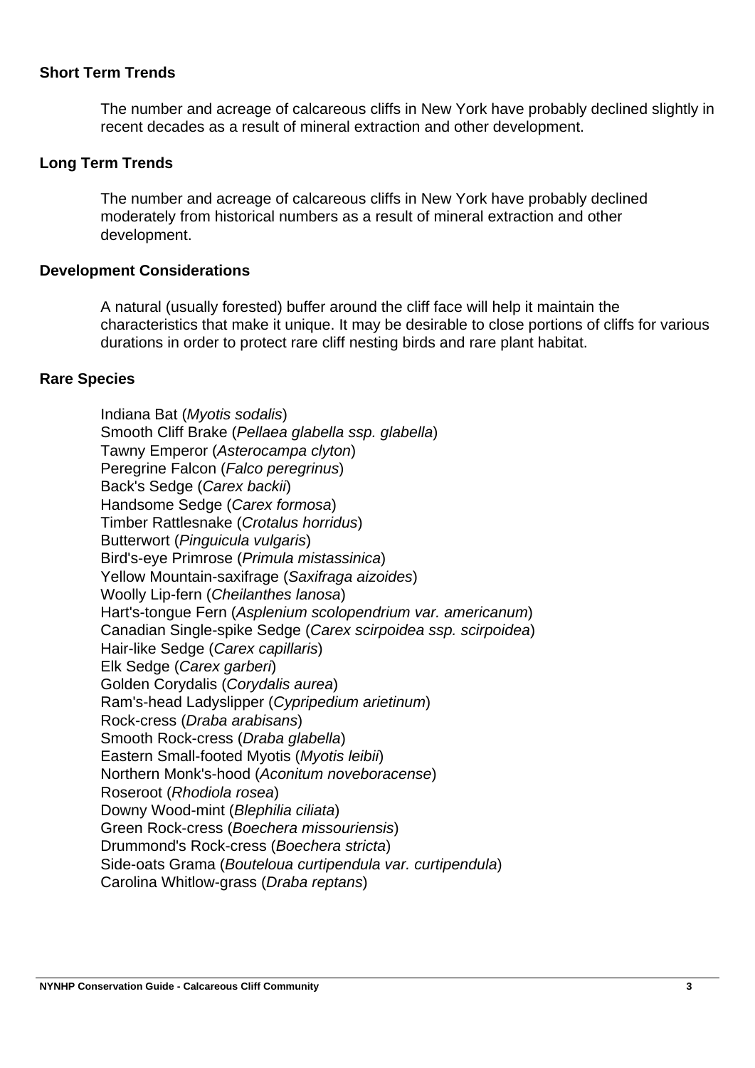## Short Term Trends

The number and acreage of calcareous cliffs in New York have probably declined slightly in recent decades as a result of mineral extraction and other development.

## Long Term Trends

The number and acreage of calcareous cliffs in New York have probably declined moderately from historical numbers as a result of mineral extraction and other development.

## Development Considerations

A natural (usually forested) buffer around the cliff face will help it maintain the characteristics that make it unique. It may be desirable to close portions of cliffs for various durations in order to protect rare cliff nesting birds and rare plant habitat.

## Rare Species

Indiana Bat (*Myotis sodalis*)
Smooth Cliff Brake (*Pellaea glabella ssp. glabella*)
Tawny Emperor (*Asterocampa clyton*)
Peregrine Falcon (*Falco peregrinus*)
Back's Sedge (*Carex backii*)
Handsome Sedge (*Carex formosa*)
Timber Rattlesnake (*Crotalus horridus*)
Butterwort (*Pinguicula vulgaris*)
Bird's-eye Primrose (*Primula mistassinica*)
Yellow Mountain-saxifrage (*Saxifraga aizoides*)
Woolly Lip-fern (*Cheilanthes lanosa*)
Hart's-tongue Fern (*Asplenium scolopendrium var. americanum*)
Canadian Single-spike Sedge (*Carex scirpoidea ssp. scirpoidea*)
Hair-like Sedge (*Carex capillaris*)
Elk Sedge (*Carex garberi*)
Golden Corydalis (*Corydalis aurea*)
Ram's-head Ladyslipper (*Cypripedium arietinum*)
Rock-cress (*Draba arabisans*)
Smooth Rock-cress (*Draba glabella*)
Eastern Small-footed Myotis (*Myotis leibii*)
Northern Monk's-hood (*Aconitum noveboracense*)
Roseroot (*Rhodiola rosea*)
Downy Wood-mint (*Blephilia ciliata*)
Green Rock-cress (*Boechera missouriensis*)
Drummond's Rock-cress (*Boechera stricta*)
Side-oats Grama (*Bouteloua curtipendula var. curtipendula*)
Carolina Whitlow-grass (*Draba reptans*)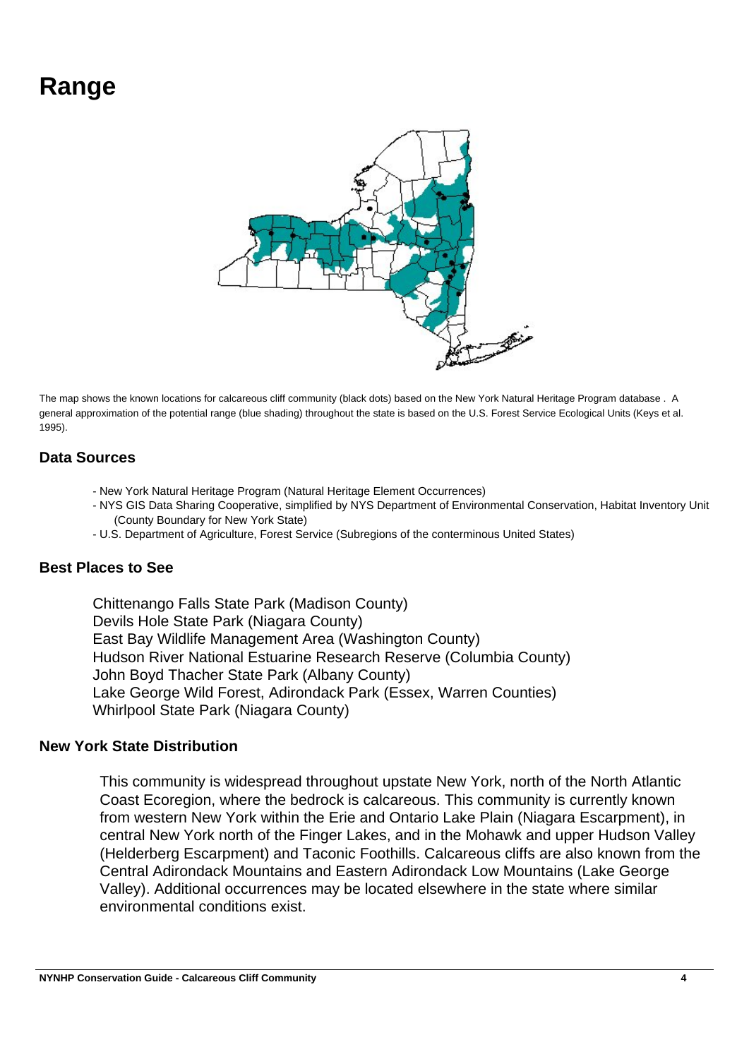# Range

The map shows the known locations for calcareous cliff community (black dots) based on the New York Natural Heritage Program database . A general approximation of the potential range (blue shading) throughout the state is based on the U.S. Forest Service Ecological Units (Keys et al. 1995).

### Data Sources

- New York Natural Heritage Program (Natural Heritage Element Occurrences)
- NYS GIS Data Sharing Cooperative, simplified by NYS Department of Environmental Conservation, Habitat Inventory Unit (County Boundary for New York State)
- U.S. Department of Agriculture, Forest Service (Subregions of the conterminous United States)

### Best Places to See

Chittenango Falls State Park (Madison County)
Devils Hole State Park (Niagara County)
East Bay Wildlife Management Area (Washington County)
Hudson River National Estuarine Research Reserve (Columbia County)
John Boyd Thacher State Park (Albany County)
Lake George Wild Forest, Adirondack Park (Essex, Warren Counties)
Whirlpool State Park (Niagara County)

### New York State Distribution

This community is widespread throughout upstate New York, north of the North Atlantic Coast Ecoregion, where the bedrock is calcareous. This community is currently known from western New York within the Erie and Ontario Lake Plain (Niagara Escarpment), in central New York north of the Finger Lakes, and in the Mohawk and upper Hudson Valley (Helderberg Escarpment) and Taconic Foothills. Calcareous cliffs are also known from the Central Adirondack Mountains and Eastern Adirondack Low Mountains (Lake George Valley). Additional occurrences may be located elsewhere in the state where similar environmental conditions exist.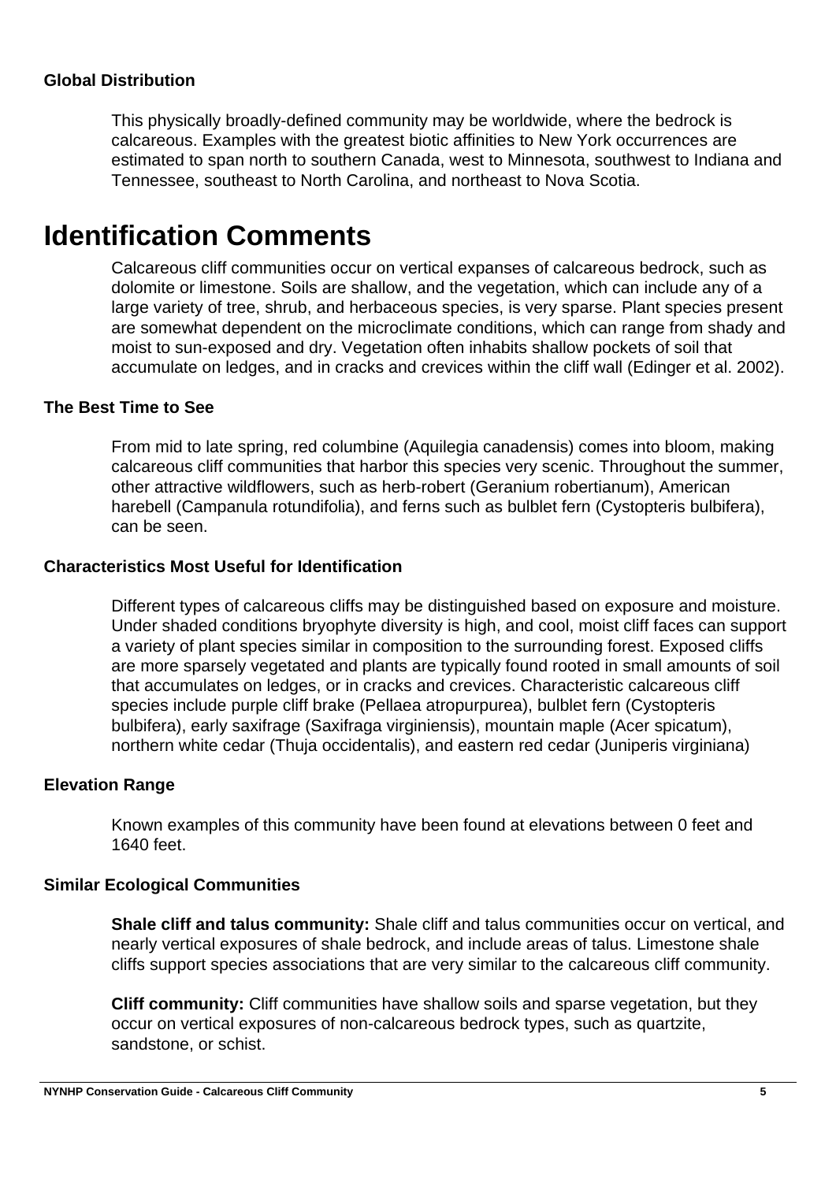### Global Distribution

This physically broadly-defined community may be worldwide, where the bedrock is calcareous. Examples with the greatest biotic affinities to New York occurrences are estimated to span north to southern Canada, west to Minnesota, southwest to Indiana and Tennessee, southeast to North Carolina, and northeast to Nova Scotia.

# Identification Comments

Calcareous cliff communities occur on vertical expanses of calcareous bedrock, such as dolomite or limestone. Soils are shallow, and the vegetation, which can include any of a large variety of tree, shrub, and herbaceous species, is very sparse. Plant species present are somewhat dependent on the microclimate conditions, which can range from shady and moist to sun-exposed and dry. Vegetation often inhabits shallow pockets of soil that accumulate on ledges, and in cracks and crevices within the cliff wall (Edinger et al. 2002).

### The Best Time to See

From mid to late spring, red columbine (Aquilegia canadensis) comes into bloom, making calcareous cliff communities that harbor this species very scenic. Throughout the summer, other attractive wildflowers, such as herb-robert (Geranium robertianum), American harebell (Campanula rotundifolia), and ferns such as bulblet fern (Cystopteris bulbifera), can be seen.

### Characteristics Most Useful for Identification

Different types of calcareous cliffs may be distinguished based on exposure and moisture. Under shaded conditions bryophyte diversity is high, and cool, moist cliff faces can support a variety of plant species similar in composition to the surrounding forest. Exposed cliffs are more sparsely vegetated and plants are typically found rooted in small amounts of soil that accumulates on ledges, or in cracks and crevices. Characteristic calcareous cliff species include purple cliff brake (Pellaea atropurpurea), bulblet fern (Cystopteris bulbifera), early saxifrage (Saxifraga virginiensis), mountain maple (Acer spicatum), northern white cedar (Thuja occidentalis), and eastern red cedar (Juniperis virginiana)

### Elevation Range

Known examples of this community have been found at elevations between 0 feet and 1640 feet.

### Similar Ecological Communities

**Shale cliff and talus community:** Shale cliff and talus communities occur on vertical, and nearly vertical exposures of shale bedrock, and include areas of talus. Limestone shale cliffs support species associations that are very similar to the calcareous cliff community.

**Cliff community:** Cliff communities have shallow soils and sparse vegetation, but they occur on vertical exposures of non-calcareous bedrock types, such as quartzite, sandstone, or schist.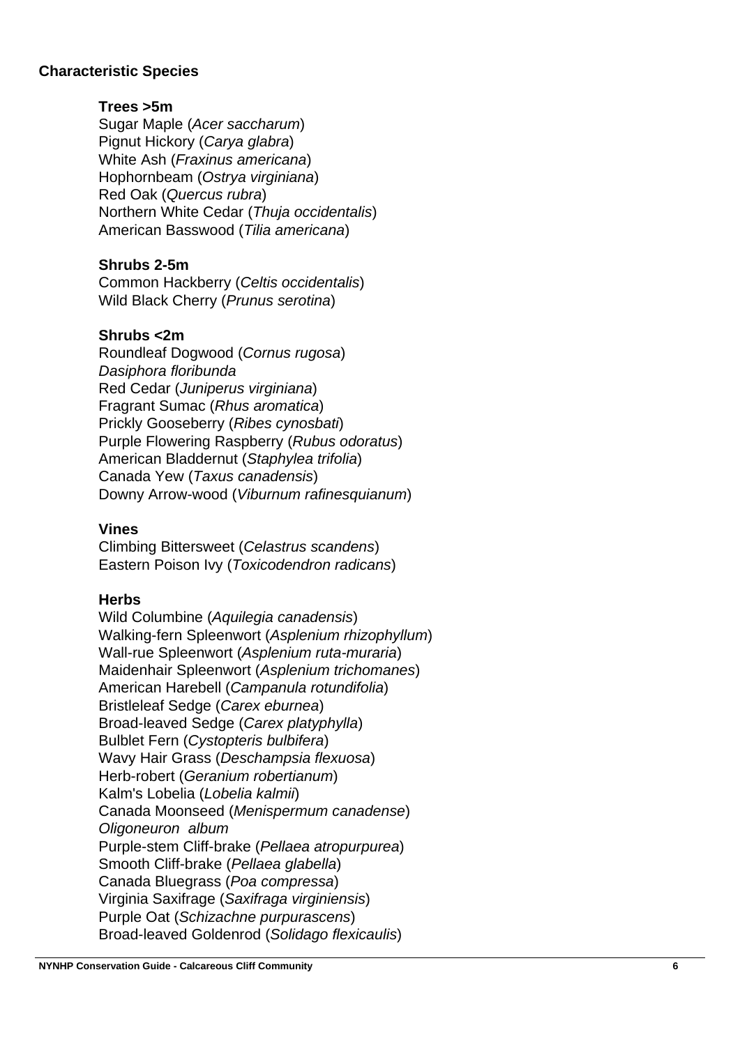**Characteristic Species**

**Trees >5m**

Sugar Maple (*Acer saccharum*)
Pignut Hickory (*Carya glabra*)
White Ash (*Fraxinus americana*)
Hophornbeam (*Ostrya virginiana*)
Red Oak (*Quercus rubra*)
Northern White Cedar (*Thuja occidentalis*)
American Basswood (*Tilia americana*)

**Shrubs 2-5m**

Common Hackberry (*Celtis occidentalis*)
Wild Black Cherry (*Prunus serotina*)

**Shrubs <2m**

Roundleaf Dogwood (*Cornus rugosa*)
*Dasiphora floribunda*
Red Cedar (*Juniperus virginiana*)
Fragrant Sumac (*Rhus aromatica*)
Prickly Gooseberry (*Ribes cynosbati*)
Purple Flowering Raspberry (*Rubus odoratus*)
American Bladdernut (*Staphylea trifolia*)
Canada Yew (*Taxus canadensis*)
Downy Arrow-wood (*Viburnum rafinesquianum*)

**Vines**

Climbing Bittersweet (*Celastrus scandens*)
Eastern Poison Ivy (*Toxicodendron radicans*)

**Herbs**

Wild Columbine (*Aquilegia canadensis*)
Walking-fern Spleenwort (*Asplenium rhizophyllum*)
Wall-rue Spleenwort (*Asplenium ruta-muraria*)
Maidenhair Spleenwort (*Asplenium trichomanes*)
American Harebell (*Campanula rotundifolia*)
Bristleleaf Sedge (*Carex eburnea*)
Broad-leaved Sedge (*Carex platyphylla*)
Bulblet Fern (*Cystopteris bulbifera*)
Wavy Hair Grass (*Deschampsia flexuosa*)
Herb-robert (*Geranium robertianum*)
Kalm's Lobelia (*Lobelia kalmii*)
Canada Moonseed (*Menispermum canadense*)
*Oligoneuron album*
Purple-stem Cliff-brake (*Pellaea atropurpurea*)
Smooth Cliff-brake (*Pellaea glabella*)
Canada Bluegrass (*Poa compressa*)
Virginia Saxifrage (*Saxifraga virginiensis*)
Purple Oat (*Schizachne purpurascens*)
Broad-leaved Goldenrod (*Solidago flexicaulis*)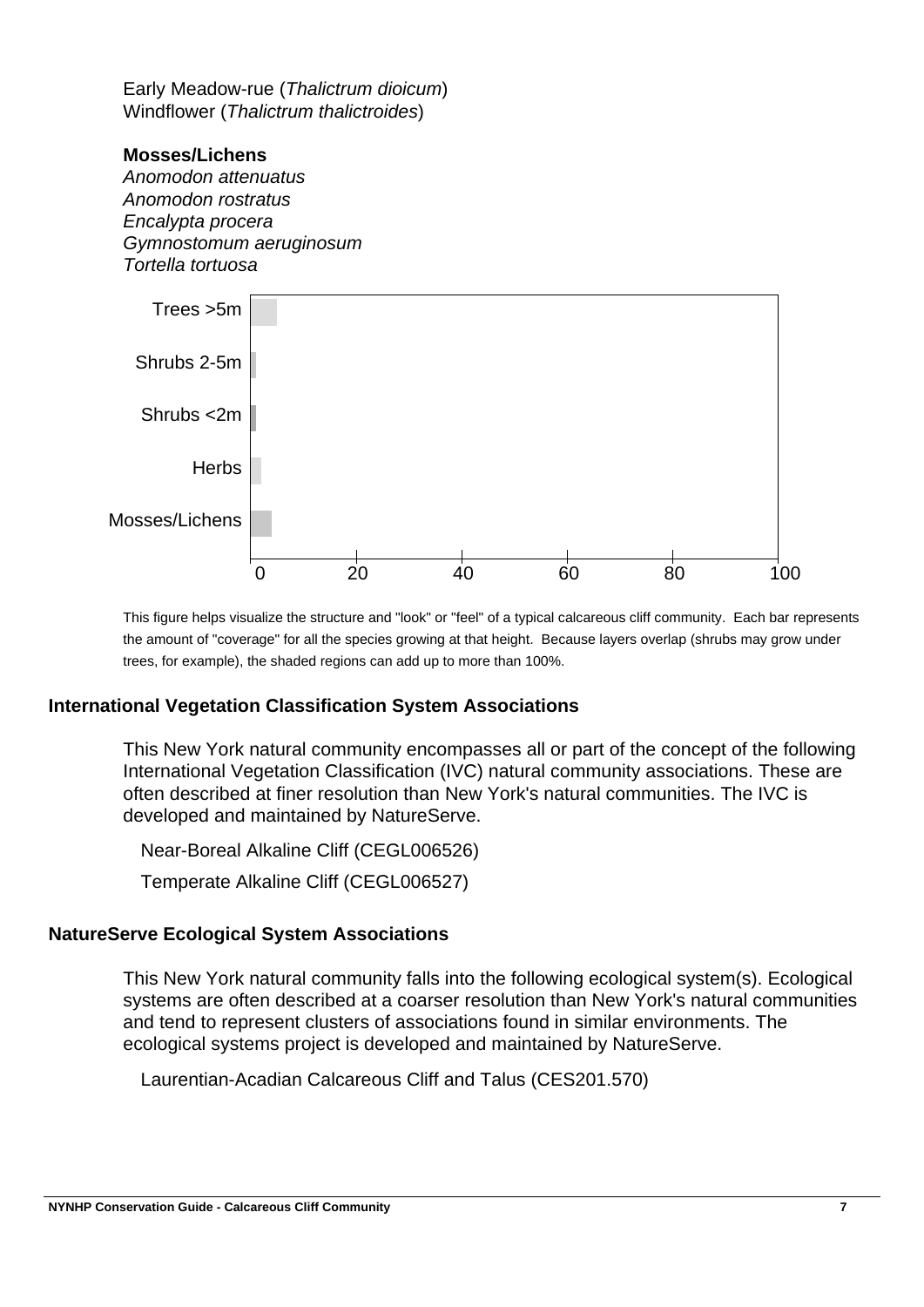Early Meadow-rue (*Thalictrum dioicum*)
Windflower (*Thalictrum thalictroides*)

**Mosses/Lichens**

*Anomodon attenuatus*
*Anomodon rostratus*
*Encalypta procera*
*Gymnostomum aeruginosum*
*Tortella tortuosa*

This figure helps visualize the structure and "look" or "feel" of a typical calcareous cliff community. Each bar represents the amount of "coverage" for all the species growing at that height. Because layers overlap (shrubs may grow under trees, for example), the shaded regions can add up to more than 100%.

## International Vegetation Classification System Associations

This New York natural community encompasses all or part of the concept of the following International Vegetation Classification (IVC) natural community associations. These are often described at finer resolution than New York's natural communities. The IVC is developed and maintained by NatureServe.

Near-Boreal Alkaline Cliff (CEGL006526)

Temperate Alkaline Cliff (CEGL006527)

## NatureServe Ecological System Associations

This New York natural community falls into the following ecological system(s). Ecological systems are often described at a coarser resolution than New York's natural communities and tend to represent clusters of associations found in similar environments. The ecological systems project is developed and maintained by NatureServe.

Laurentian-Acadian Calcareous Cliff and Talus (CES201.570)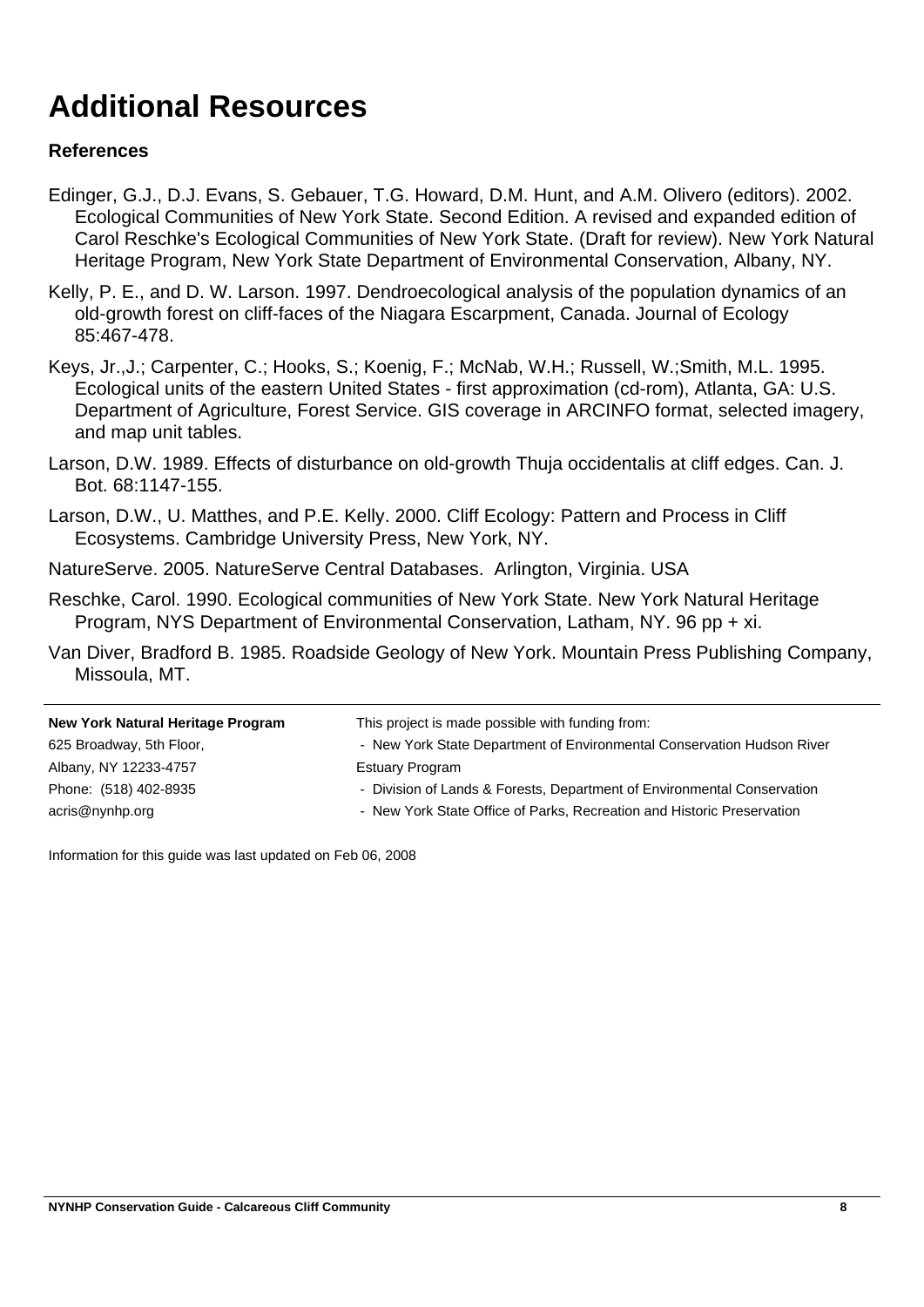# Additional Resources

### References

Edinger, G.J., D.J. Evans, S. Gebauer, T.G. Howard, D.M. Hunt, and A.M. Olivero (editors). 2002. Ecological Communities of New York State. Second Edition. A revised and expanded edition of Carol Reschke's Ecological Communities of New York State. (Draft for review). New York Natural Heritage Program, New York State Department of Environmental Conservation, Albany, NY.

Kelly, P. E., and D. W. Larson. 1997. Dendroecological analysis of the population dynamics of an old-growth forest on cliff-faces of the Niagara Escarpment, Canada. Journal of Ecology 85:467-478.

Keys, Jr.,J.; Carpenter, C.; Hooks, S.; Koenig, F.; McNab, W.H.; Russell, W.;Smith, M.L. 1995. Ecological units of the eastern United States - first approximation (cd-rom), Atlanta, GA: U.S. Department of Agriculture, Forest Service. GIS coverage in ARCINFO format, selected imagery, and map unit tables.

Larson, D.W. 1989. Effects of disturbance on old-growth Thuja occidentalis at cliff edges. Can. J. Bot. 68:1147-155.

Larson, D.W., U. Matthes, and P.E. Kelly. 2000. Cliff Ecology: Pattern and Process in Cliff Ecosystems. Cambridge University Press, New York, NY.

NatureServe. 2005. NatureServe Central Databases. Arlington, Virginia. USA

Reschke, Carol. 1990. Ecological communities of New York State. New York Natural Heritage Program, NYS Department of Environmental Conservation, Latham, NY. 96 pp + xi.

Van Diver, Bradford B. 1985. Roadside Geology of New York. Mountain Press Publishing Company, Missoula, MT.

---

**New York Natural Heritage Program**
625 Broadway, 5th Floor,
Albany, NY 12233-4757
Phone: (518) 402-8935
acris@nynhp.org

This project is made possible with funding from:

- New York State Department of Environmental Conservation Hudson River Estuary Program
- Division of Lands & Forests, Department of Environmental Conservation
- New York State Office of Parks, Recreation and Historic Preservation

Information for this guide was last updated on Feb 06, 2008